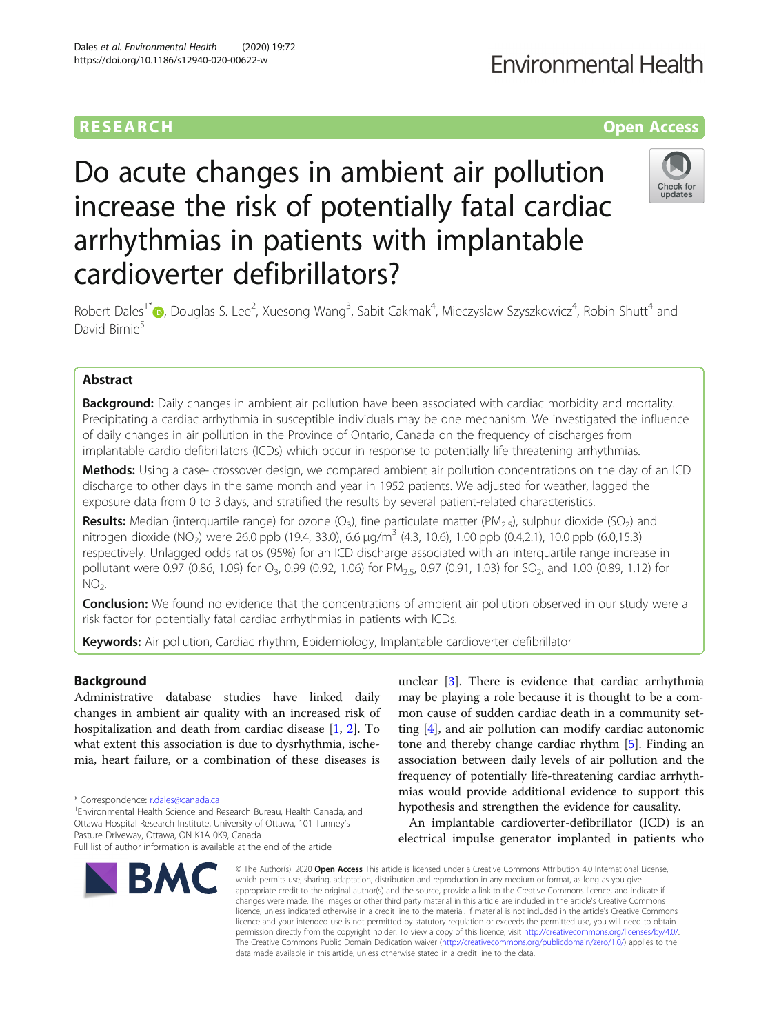RESEARCH

Open Access

# Do acute changes in ambient air pollution increase the risk of potentially fatal cardiac arrhythmias in patients with implantable cardioverter defibrillators?

Robert Dales[1*], Douglas S. Lee[2], Xuesong Wang[3], Sabit Cakmak[4], Mieczyslaw Szyszkowicz[4], Robin Shutt[4] and David Birnie[5]

## Abstract

**Background:** Daily changes in ambient air pollution have been associated with cardiac morbidity and mortality. Precipitating a cardiac arrhythmia in susceptible individuals may be one mechanism. We investigated the influence of daily changes in air pollution in the Province of Ontario, Canada on the frequency of discharges from implantable cardio defibrillators (ICDs) which occur in response to potentially life threatening arrhythmias.

**Methods:** Using a case- crossover design, we compared ambient air pollution concentrations on the day of an ICD discharge to other days in the same month and year in 1952 patients. We adjusted for weather, lagged the exposure data from 0 to 3 days, and stratified the results by several patient-related characteristics.

**Results:** Median (interquartile range) for ozone ($O_3$), fine particulate matter ($PM_{2.5}$), sulphur dioxide ($SO_2$) and nitrogen dioxide ($NO_2$) were 26.0 ppb (19.4, 33.0), 6.6 μg/m$^3$ (4.3, 10.6), 1.00 ppb (0.4,2.1), 10.0 ppb (6.0,15.3) respectively. Unlagged odds ratios (95%) for an ICD discharge associated with an interquartile range increase in pollutant were 0.97 (0.86, 1.09) for $O_3$, 0.99 (0.92, 1.06) for $PM_{2.5}$, 0.97 (0.91, 1.03) for $SO_2$, and 1.00 (0.89, 1.12) for $NO_2$.

**Conclusion:** We found no evidence that the concentrations of ambient air pollution observed in our study were a risk factor for potentially fatal cardiac arrhythmias in patients with ICDs.

**Keywords:** Air pollution, Cardiac rhythm, Epidemiology, Implantable cardioverter defibrillator

## Background

Administrative database studies have linked daily changes in ambient air quality with an increased risk of hospitalization and death from cardiac disease [1, 2]. To what extent this association is due to dysrhythmia, ischemia, heart failure, or a combination of these diseases is unclear [3]. There is evidence that cardiac arrhythmia may be playing a role because it is thought to be a common cause of sudden cardiac death in a community setting [4], and air pollution can modify cardiac autonomic tone and thereby change cardiac rhythm [5]. Finding an association between daily levels of air pollution and the frequency of potentially life-threatening cardiac arrhythmias would provide additional evidence to support this hypothesis and strengthen the evidence for causality.

An implantable cardioverter-defibrillator (ICD) is an electrical impulse generator implanted in patients who

* Correspondence: r.dales@canada.ca
[1]Environmental Health Science and Research Bureau, Health Canada, and Ottawa Hospital Research Institute, University of Ottawa, 101 Tunney's Pasture Driveway, Ottawa, ON K1A 0K9, Canada
Full list of author information is available at the end of the article

© The Author(s). 2020 **Open Access** This article is licensed under a Creative Commons Attribution 4.0 International License, which permits use, sharing, adaptation, distribution and reproduction in any medium or format, as long as you give appropriate credit to the original author(s) and the source, provide a link to the Creative Commons licence, and indicate if changes were made. The images or other third party material in this article are included in the article's Creative Commons licence, unless indicated otherwise in a credit line to the material. If material is not included in the article's Creative Commons licence and your intended use is not permitted by statutory regulation or exceeds the permitted use, you will need to obtain permission directly from the copyright holder. To view a copy of this licence, visit http://creativecommons.org/licenses/by/4.0/. The Creative Commons Public Domain Dedication waiver (http://creativecommons.org/publicdomain/zero/1.0/) applies to the data made available in this article, unless otherwise stated in a credit line to the data.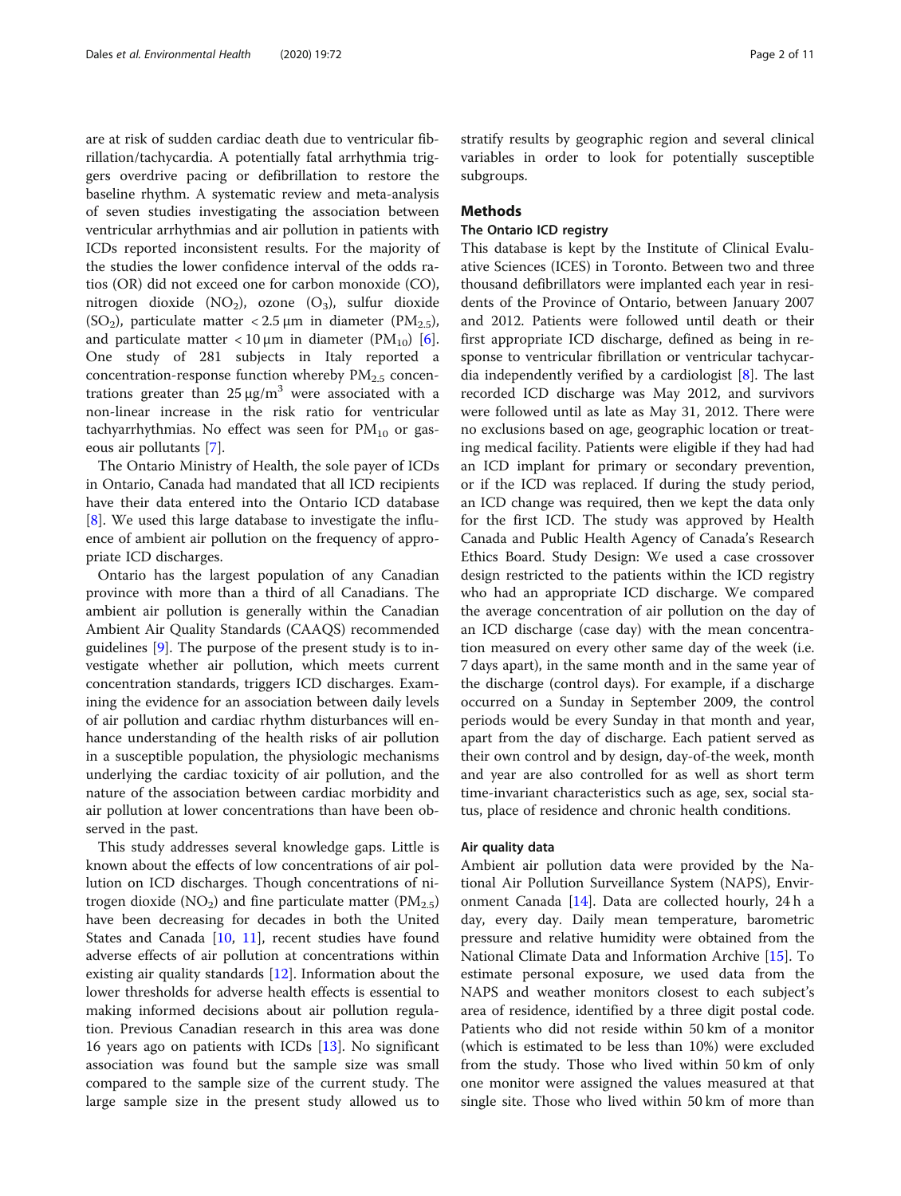are at risk of sudden cardiac death due to ventricular fibrillation/tachycardia. A potentially fatal arrhythmia triggers overdrive pacing or defibrillation to restore the baseline rhythm. A systematic review and meta-analysis of seven studies investigating the association between ventricular arrhythmias and air pollution in patients with ICDs reported inconsistent results. For the majority of the studies the lower confidence interval of the odds ratios (OR) did not exceed one for carbon monoxide (CO), nitrogen dioxide ($NO_2$), ozone ($O_3$), sulfur dioxide ($SO_2$), particulate matter < 2.5 μm in diameter ($PM_{2.5}$), and particulate matter < 10 μm in diameter ($PM_{10}$) [6]. One study of 281 subjects in Italy reported a concentration-response function whereby $PM_{2.5}$ concentrations greater than 25 $\mu g/m^3$ were associated with a non-linear increase in the risk ratio for ventricular tachyarrhythmias. No effect was seen for $PM_{10}$ or gaseous air pollutants [7].

The Ontario Ministry of Health, the sole payer of ICDs in Ontario, Canada had mandated that all ICD recipients have their data entered into the Ontario ICD database [8]. We used this large database to investigate the influence of ambient air pollution on the frequency of appropriate ICD discharges.

Ontario has the largest population of any Canadian province with more than a third of all Canadians. The ambient air pollution is generally within the Canadian Ambient Air Quality Standards (CAAQS) recommended guidelines [9]. The purpose of the present study is to investigate whether air pollution, which meets current concentration standards, triggers ICD discharges. Examining the evidence for an association between daily levels of air pollution and cardiac rhythm disturbances will enhance understanding of the health risks of air pollution in a susceptible population, the physiologic mechanisms underlying the cardiac toxicity of air pollution, and the nature of the association between cardiac morbidity and air pollution at lower concentrations than have been observed in the past.

This study addresses several knowledge gaps. Little is known about the effects of low concentrations of air pollution on ICD discharges. Though concentrations of nitrogen dioxide ($NO_2$) and fine particulate matter ($PM_{2.5}$) have been decreasing for decades in both the United States and Canada [10, 11], recent studies have found adverse effects of air pollution at concentrations within existing air quality standards [12]. Information about the lower thresholds for adverse health effects is essential to making informed decisions about air pollution regulation. Previous Canadian research in this area was done 16 years ago on patients with ICDs [13]. No significant association was found but the sample size was small compared to the sample size of the current study. The large sample size in the present study allowed us to stratify results by geographic region and several clinical variables in order to look for potentially susceptible subgroups.

## Methods

### The Ontario ICD registry

This database is kept by the Institute of Clinical Evaluative Sciences (ICES) in Toronto. Between two and three thousand defibrillators were implanted each year in residents of the Province of Ontario, between January 2007 and 2012. Patients were followed until death or their first appropriate ICD discharge, defined as being in response to ventricular fibrillation or ventricular tachycardia independently verified by a cardiologist [8]. The last recorded ICD discharge was May 2012, and survivors were followed until as late as May 31, 2012. There were no exclusions based on age, geographic location or treating medical facility. Patients were eligible if they had had an ICD implant for primary or secondary prevention, or if the ICD was replaced. If during the study period, an ICD change was required, then we kept the data only for the first ICD. The study was approved by Health Canada and Public Health Agency of Canada's Research Ethics Board. Study Design: We used a case crossover design restricted to the patients within the ICD registry who had an appropriate ICD discharge. We compared the average concentration of air pollution on the day of an ICD discharge (case day) with the mean concentration measured on every other same day of the week (i.e. 7 days apart), in the same month and in the same year of the discharge (control days). For example, if a discharge occurred on a Sunday in September 2009, the control periods would be every Sunday in that month and year, apart from the day of discharge. Each patient served as their own control and by design, day-of-the week, month and year are also controlled for as well as short term time-invariant characteristics such as age, sex, social status, place of residence and chronic health conditions.

### Air quality data

Ambient air pollution data were provided by the National Air Pollution Surveillance System (NAPS), Environment Canada [14]. Data are collected hourly, 24 h a day, every day. Daily mean temperature, barometric pressure and relative humidity were obtained from the National Climate Data and Information Archive [15]. To estimate personal exposure, we used data from the NAPS and weather monitors closest to each subject's area of residence, identified by a three digit postal code. Patients who did not reside within 50 km of a monitor (which is estimated to be less than 10%) were excluded from the study. Those who lived within 50 km of only one monitor were assigned the values measured at that single site. Those who lived within 50 km of more than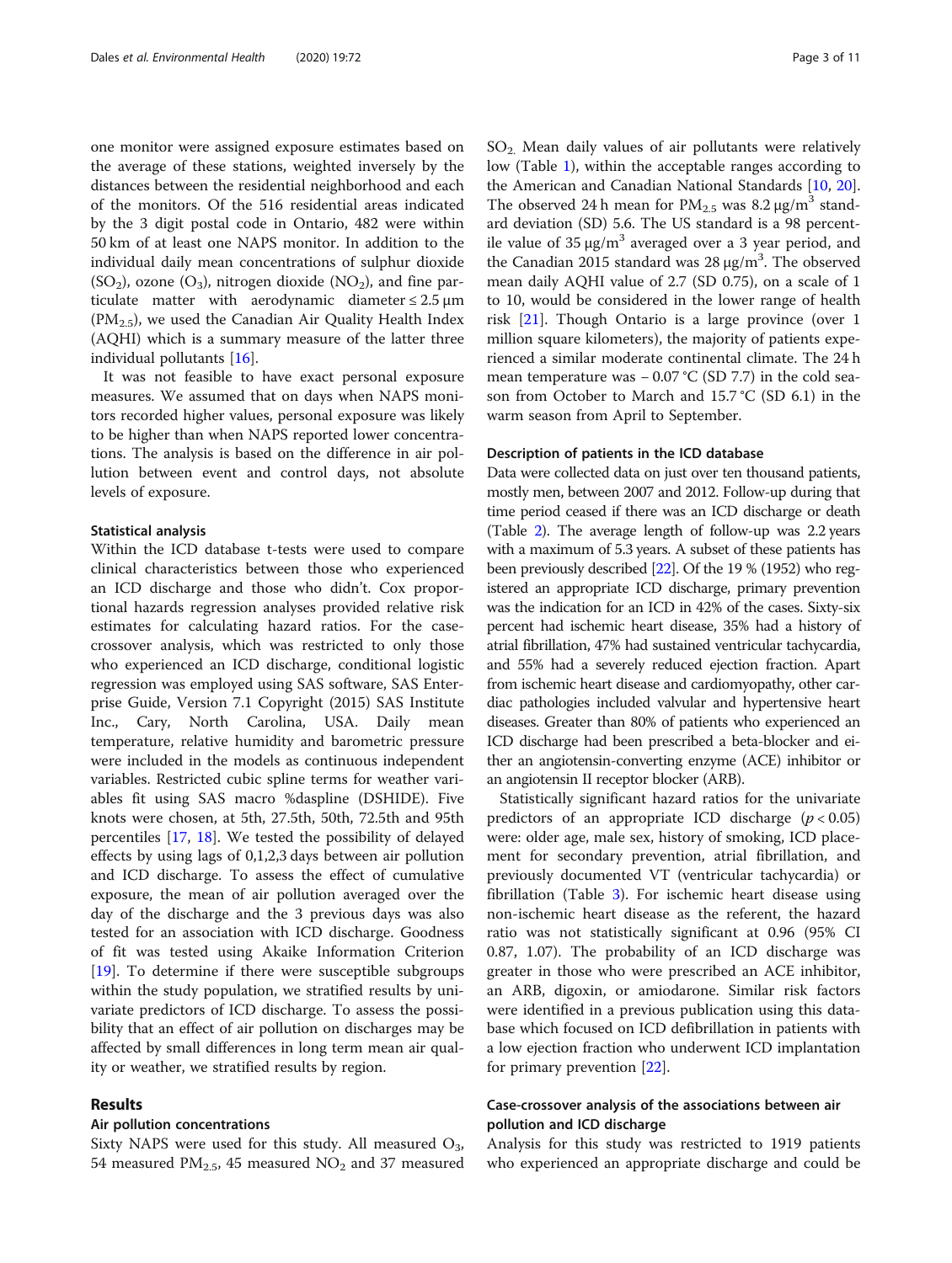one monitor were assigned exposure estimates based on the average of these stations, weighted inversely by the distances between the residential neighborhood and each of the monitors. Of the 516 residential areas indicated by the 3 digit postal code in Ontario, 482 were within 50 km of at least one NAPS monitor. In addition to the individual daily mean concentrations of sulphur dioxide ($SO_2$), ozone ($O_3$), nitrogen dioxide ($NO_2$), and fine particulate matter with aerodynamic diameter ≤ 2.5 μm ($PM_{2.5}$), we used the Canadian Air Quality Health Index (AQHI) which is a summary measure of the latter three individual pollutants [16].

It was not feasible to have exact personal exposure measures. We assumed that on days when NAPS monitors recorded higher values, personal exposure was likely to be higher than when NAPS reported lower concentrations. The analysis is based on the difference in air pollution between event and control days, not absolute levels of exposure.

### Statistical analysis

Within the ICD database t-tests were used to compare clinical characteristics between those who experienced an ICD discharge and those who didn't. Cox proportional hazards regression analyses provided relative risk estimates for calculating hazard ratios. For the case-crossover analysis, which was restricted to only those who experienced an ICD discharge, conditional logistic regression was employed using SAS software, SAS Enterprise Guide, Version 7.1 Copyright (2015) SAS Institute Inc., Cary, North Carolina, USA. Daily mean temperature, relative humidity and barometric pressure were included in the models as continuous independent variables. Restricted cubic spline terms for weather variables fit using SAS macro %daspline (DSHIDE). Five knots were chosen, at 5th, 27.5th, 50th, 72.5th and 95th percentiles [17, 18]. We tested the possibility of delayed effects by using lags of 0,1,2,3 days between air pollution and ICD discharge. To assess the effect of cumulative exposure, the mean of air pollution averaged over the day of the discharge and the 3 previous days was also tested for an association with ICD discharge. Goodness of fit was tested using Akaike Information Criterion [19]. To determine if there were susceptible subgroups within the study population, we stratified results by univariate predictors of ICD discharge. To assess the possibility that an effect of air pollution on discharges may be affected by small differences in long term mean air quality or weather, we stratified results by region.

## Results

### Air pollution concentrations

Sixty NAPS were used for this study. All measured $O_3$, 54 measured $PM_{2.5}$, 45 measured $NO_2$ and 37 measured $SO_2$. Mean daily values of air pollutants were relatively low (Table 1), within the acceptable ranges according to the American and Canadian National Standards [10, 20]. The observed 24 h mean for $PM_{2.5}$ was 8.2 μg/m$^3$ standard deviation (SD) 5.6. The US standard is a 98 percentile value of 35 μg/m$^3$ averaged over a 3 year period, and the Canadian 2015 standard was 28 μg/m$^3$. The observed mean daily AQHI value of 2.7 (SD 0.75), on a scale of 1 to 10, would be considered in the lower range of health risk [21]. Though Ontario is a large province (over 1 million square kilometers), the majority of patients experienced a similar moderate continental climate. The 24 h mean temperature was − 0.07 °C (SD 7.7) in the cold season from October to March and 15.7 °C (SD 6.1) in the warm season from April to September.

### Description of patients in the ICD database

Data were collected data on just over ten thousand patients, mostly men, between 2007 and 2012. Follow-up during that time period ceased if there was an ICD discharge or death (Table 2). The average length of follow-up was 2.2 years with a maximum of 5.3 years. A subset of these patients has been previously described [22]. Of the 19 % (1952) who registered an appropriate ICD discharge, primary prevention was the indication for an ICD in 42% of the cases. Sixty-six percent had ischemic heart disease, 35% had a history of atrial fibrillation, 47% had sustained ventricular tachycardia, and 55% had a severely reduced ejection fraction. Apart from ischemic heart disease and cardiomyopathy, other cardiac pathologies included valvular and hypertensive heart diseases. Greater than 80% of patients who experienced an ICD discharge had been prescribed a beta-blocker and either an angiotensin-converting enzyme (ACE) inhibitor or an angiotensin II receptor blocker (ARB).

Statistically significant hazard ratios for the univariate predictors of an appropriate ICD discharge ($p < 0.05$) were: older age, male sex, history of smoking, ICD placement for secondary prevention, atrial fibrillation, and previously documented VT (ventricular tachycardia) or fibrillation (Table 3). For ischemic heart disease using non-ischemic heart disease as the referent, the hazard ratio was not statistically significant at 0.96 (95% CI 0.87, 1.07). The probability of an ICD discharge was greater in those who were prescribed an ACE inhibitor, an ARB, digoxin, or amiodarone. Similar risk factors were identified in a previous publication using this database which focused on ICD defibrillation in patients with a low ejection fraction who underwent ICD implantation for primary prevention [22].

### Case-crossover analysis of the associations between air pollution and ICD discharge

Analysis for this study was restricted to 1919 patients who experienced an appropriate discharge and could be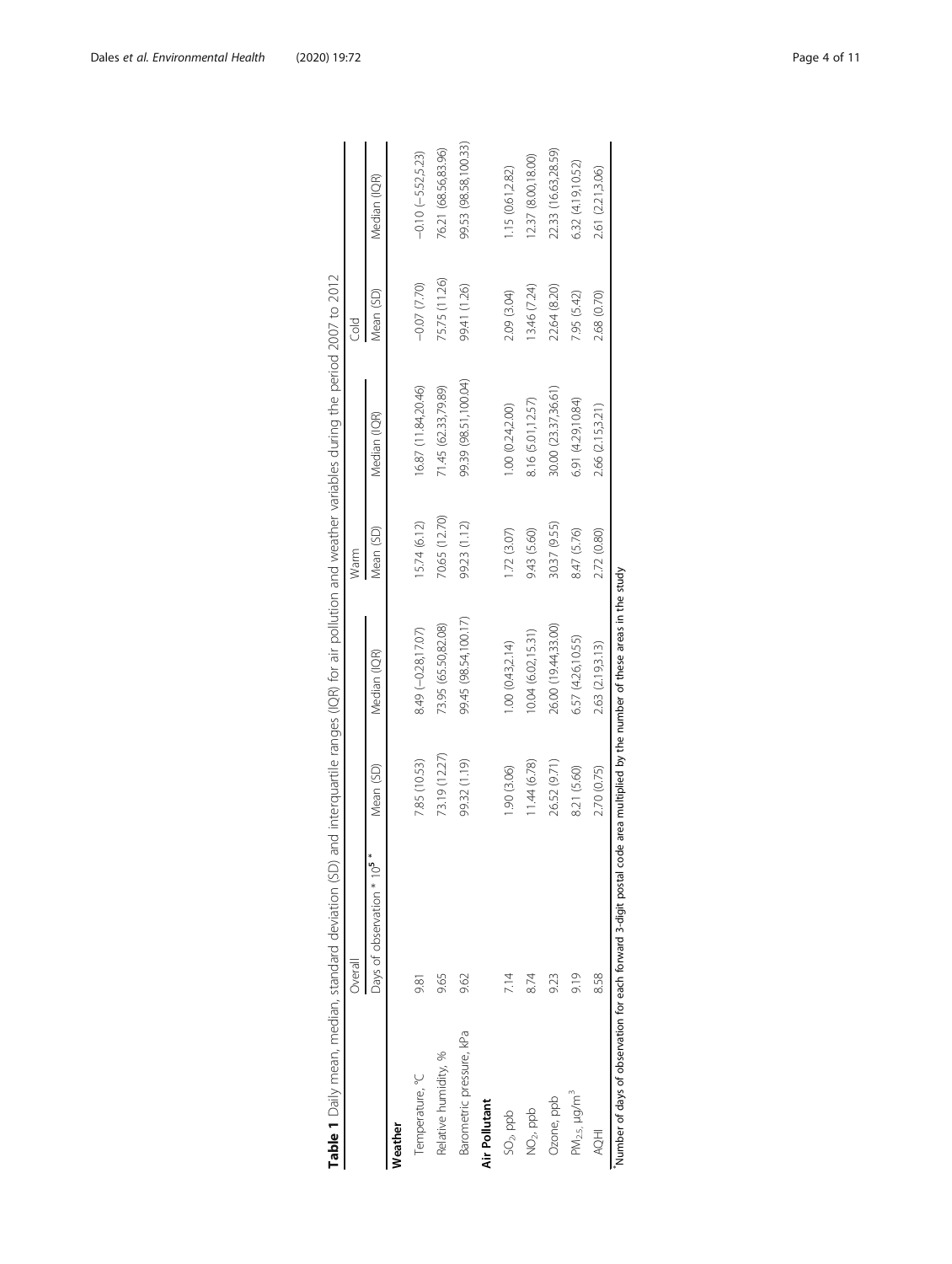**Table 1** Daily mean, median, standard deviation (SD) and interquartile ranges (IQR) for air pollution and weather variables during the period 2007 to 2012

| | Overall | | | Warm | | Cold | |
|---|---|---|---|---|---|---|---|
| | Days of observation * $10^5$ * | Mean (SD) | Median (IQR) | Mean (SD) | Median (IQR) | Mean (SD) | Median (IQR) |
| **Weather** | | | | | | | |
| Temperature, °C | 9.81 | 7.85 (10.53) | 8.49 (−0.28,17.07) | 15.74 (6.12) | 16.87 (11.84,20.46) | −0.07 (7.70) | −0.10 (−5.52,5.23) |
| Relative humidity, % | 9.65 | 73.19 (12.27) | 73.95 (65.50,82.08) | 70.65 (12.70) | 71.45 (62.33,79.89) | 75.75 (11.26) | 76.21 (68.56,83.96) |
| Barometric pressure, kPa | 9.62 | 99.32 (1.19) | 99.45 (98.54,100.17) | 99.23 (1.12) | 99.39 (98.51,100.04) | 99.41 (1.26) | 99.53 (98.58,100.33) |
| **Air Pollutant** | | | | | | | |
| $SO_2$, ppb | 7.14 | 1.90 (3.06) | 1.00 (0.43,2.14) | 1.72 (3.07) | 1.00 (0.24,2.00) | 2.09 (3.04) | 1.15 (0.61,2.82) |
| $NO_2$, ppb | 8.74 | 11.44 (6.78) | 10.04 (6.02,15.31) | 9.43 (5.60) | 8.16 (5.01,12.57) | 13.46 (7.24) | 12.37 (8.00,18.00) |
| Ozone, ppb | 9.23 | 26.52 (9.71) | 26.00 (19.44,33.00) | 30.37 (9.55) | 30.00 (23.37,36.61) | 22.64 (8.20) | 22.33 (16.63,28.59) |
| $PM_{2.5}$, μg/m$^3$ | 9.19 | 8.21 (5.60) | 6.57 (4.26,10.55) | 8.47 (5.76) | 6.91 (4.29,10.84) | 7.95 (5.42) | 6.32 (4.19,10.52) |
| AQHI | 8.58 | 2.70 (0.75) | 2.63 (2.19,3.13) | 2.72 (0.80) | 2.66 (2.15,3.21) | 2.68 (0.70) | 2.61 (2.21,3.06) |

*Number of days of observation for each forward 3-digit postal code area multiplied by the number of these areas in the study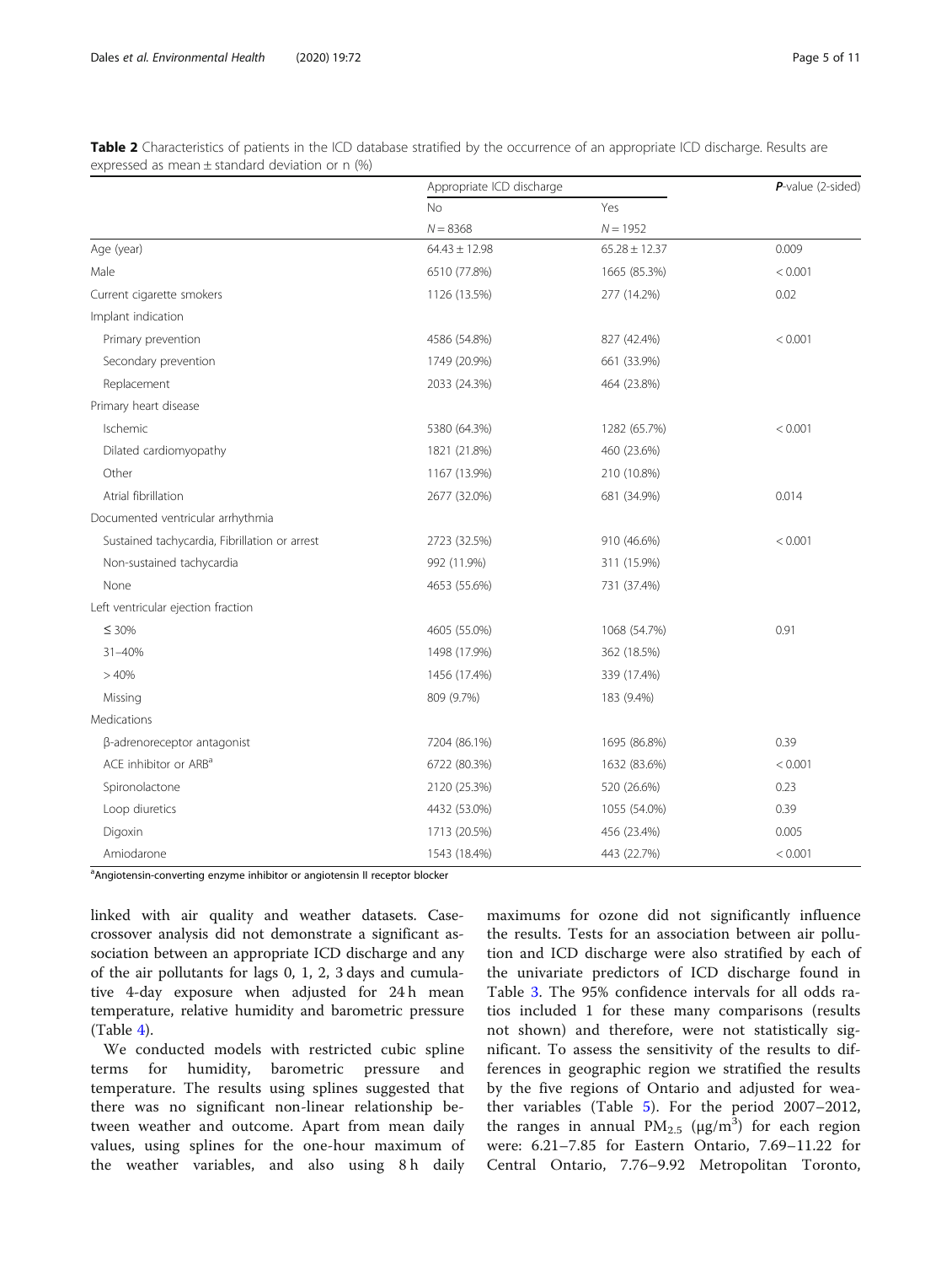**Table 2** Characteristics of patients in the ICD database stratified by the occurrence of an appropriate ICD discharge. Results are expressed as mean ± standard deviation or n (%)

| | Appropriate ICD discharge | | *P*-value (2-sided) |
|---|---|---|---|
| | No | Yes | |
| | $N = 8368$ | $N = 1952$ | |
| Age (year) | 64.43 ± 12.98 | 65.28 ± 12.37 | 0.009 |
| Male | 6510 (77.8%) | 1665 (85.3%) | < 0.001 |
| Current cigarette smokers | 1126 (13.5%) | 277 (14.2%) | 0.02 |
| Implant indication | | | |
| Primary prevention | 4586 (54.8%) | 827 (42.4%) | < 0.001 |
| Secondary prevention | 1749 (20.9%) | 661 (33.9%) | |
| Replacement | 2033 (24.3%) | 464 (23.8%) | |
| Primary heart disease | | | |
| Ischemic | 5380 (64.3%) | 1282 (65.7%) | < 0.001 |
| Dilated cardiomyopathy | 1821 (21.8%) | 460 (23.6%) | |
| Other | 1167 (13.9%) | 210 (10.8%) | |
| Atrial fibrillation | 2677 (32.0%) | 681 (34.9%) | 0.014 |
| Documented ventricular arrhythmia | | | |
| Sustained tachycardia, Fibrillation or arrest | 2723 (32.5%) | 910 (46.6%) | < 0.001 |
| Non-sustained tachycardia | 992 (11.9%) | 311 (15.9%) | |
| None | 4653 (55.6%) | 731 (37.4%) | |
| Left ventricular ejection fraction | | | |
| ≤ 30% | 4605 (55.0%) | 1068 (54.7%) | 0.91 |
| 31–40% | 1498 (17.9%) | 362 (18.5%) | |
| > 40% | 1456 (17.4%) | 339 (17.4%) | |
| Missing | 809 (9.7%) | 183 (9.4%) | |
| Medications | | | |
| β-adrenoreceptor antagonist | 7204 (86.1%) | 1695 (86.8%) | 0.39 |
| ACE inhibitor or ARB[a] | 6722 (80.3%) | 1632 (83.6%) | < 0.001 |
| Spironolactone | 2120 (25.3%) | 520 (26.6%) | 0.23 |
| Loop diuretics | 4432 (53.0%) | 1055 (54.0%) | 0.39 |
| Digoxin | 1713 (20.5%) | 456 (23.4%) | 0.005 |
| Amiodarone | 1543 (18.4%) | 443 (22.7%) | < 0.001 |

[a]Angiotensin-converting enzyme inhibitor or angiotensin II receptor blocker

linked with air quality and weather datasets. Case-crossover analysis did not demonstrate a significant association between an appropriate ICD discharge and any of the air pollutants for lags 0, 1, 2, 3 days and cumulative 4-day exposure when adjusted for 24 h mean temperature, relative humidity and barometric pressure (Table 4).

We conducted models with restricted cubic spline terms for humidity, barometric pressure and temperature. The results using splines suggested that there was no significant non-linear relationship between weather and outcome. Apart from mean daily values, using splines for the one-hour maximum of the weather variables, and also using 8 h daily maximums for ozone did not significantly influence the results. Tests for an association between air pollution and ICD discharge were also stratified by each of the univariate predictors of ICD discharge found in Table 3. The 95% confidence intervals for all odds ratios included 1 for these many comparisons (results not shown) and therefore, were not statistically significant. To assess the sensitivity of the results to differences in geographic region we stratified the results by the five regions of Ontario and adjusted for weather variables (Table 5). For the period 2007–2012, the ranges in annual $PM_{2.5}$ ($\mu g/m^3$) for each region were: 6.21–7.85 for Eastern Ontario, 7.69–11.22 for Central Ontario, 7.76–9.92 Metropolitan Toronto,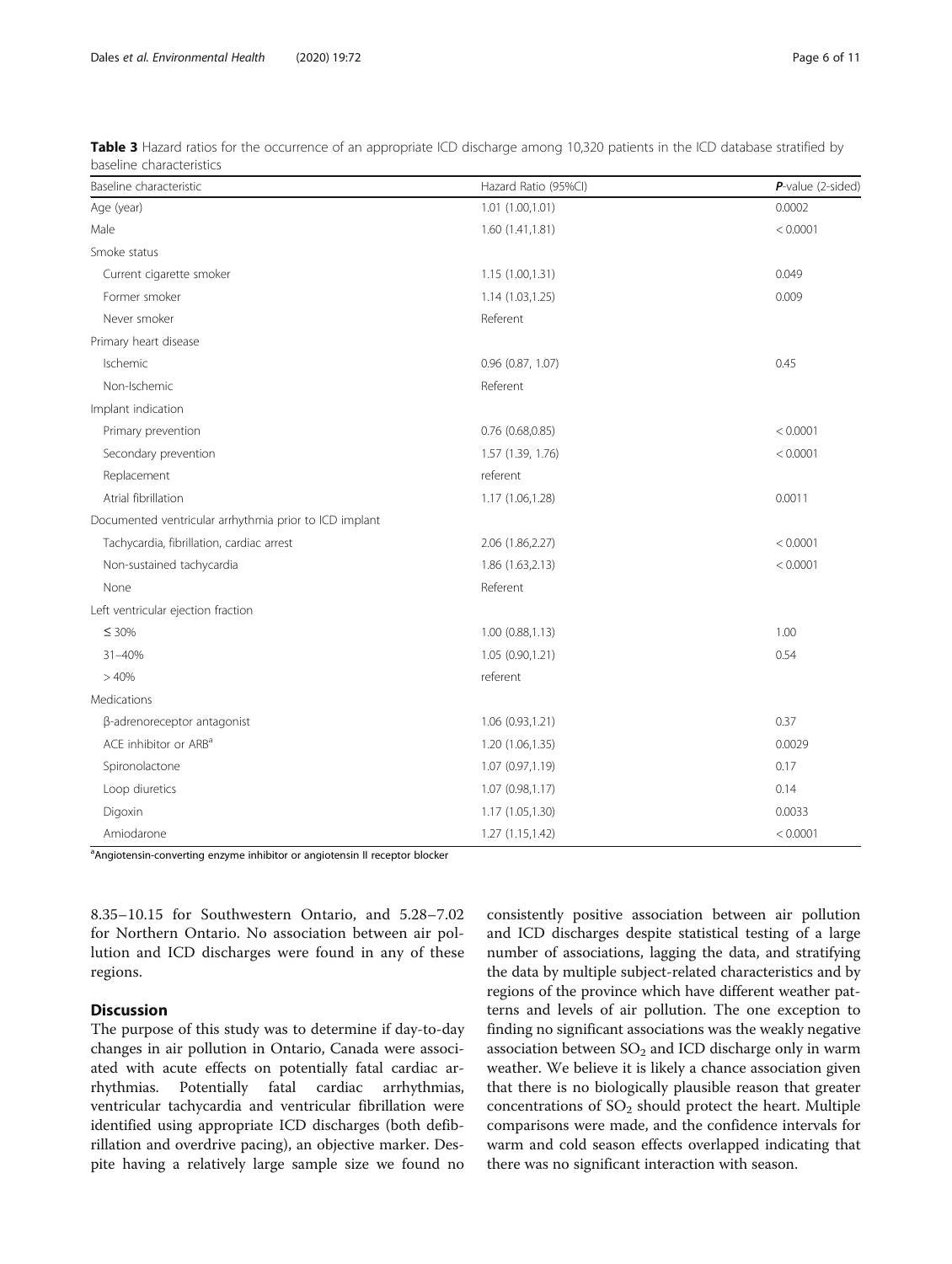**Table 3** Hazard ratios for the occurrence of an appropriate ICD discharge among 10,320 patients in the ICD database stratified by baseline characteristics

| Baseline characteristic | Hazard Ratio (95%CI) | ***P*-value (2-sided)** |
|---|---|---|
| Age (year) | 1.01 (1.00,1.01) | 0.0002 |
| Male | 1.60 (1.41,1.81) | < 0.0001 |
| Smoke status | | |
| Current cigarette smoker | 1.15 (1.00,1.31) | 0.049 |
| Former smoker | 1.14 (1.03,1.25) | 0.009 |
| Never smoker | Referent | |
| Primary heart disease | | |
| Ischemic | 0.96 (0.87, 1.07) | 0.45 |
| Non-Ischemic | Referent | |
| Implant indication | | |
| Primary prevention | 0.76 (0.68,0.85) | < 0.0001 |
| Secondary prevention | 1.57 (1.39, 1.76) | < 0.0001 |
| Replacement | referent | |
| Atrial fibrillation | 1.17 (1.06,1.28) | 0.0011 |
| Documented ventricular arrhythmia prior to ICD implant | | |
| Tachycardia, fibrillation, cardiac arrest | 2.06 (1.86,2.27) | < 0.0001 |
| Non-sustained tachycardia | 1.86 (1.63,2.13) | < 0.0001 |
| None | Referent | |
| Left ventricular ejection fraction | | |
| ≤ 30% | 1.00 (0.88,1.13) | 1.00 |
| 31–40% | 1.05 (0.90,1.21) | 0.54 |
| > 40% | referent | |
| Medications | | |
| β-adrenoreceptor antagonist | 1.06 (0.93,1.21) | 0.37 |
| ACE inhibitor or ARB[a] | 1.20 (1.06,1.35) | 0.0029 |
| Spironolactone | 1.07 (0.97,1.19) | 0.17 |
| Loop diuretics | 1.07 (0.98,1.17) | 0.14 |
| Digoxin | 1.17 (1.05,1.30) | 0.0033 |
| Amiodarone | 1.27 (1.15,1.42) | < 0.0001 |

[a]Angiotensin-converting enzyme inhibitor or angiotensin II receptor blocker

8.35–10.15 for Southwestern Ontario, and 5.28–7.02 for Northern Ontario. No association between air pollution and ICD discharges were found in any of these regions.

## Discussion

The purpose of this study was to determine if day-to-day changes in air pollution in Ontario, Canada were associated with acute effects on potentially fatal cardiac arrhythmias. Potentially fatal cardiac arrhythmias, ventricular tachycardia and ventricular fibrillation were identified using appropriate ICD discharges (both defibrillation and overdrive pacing), an objective marker. Despite having a relatively large sample size we found no consistently positive association between air pollution and ICD discharges despite statistical testing of a large number of associations, lagging the data, and stratifying the data by multiple subject-related characteristics and by regions of the province which have different weather patterns and levels of air pollution. The one exception to finding no significant associations was the weakly negative association between $SO_2$ and ICD discharge only in warm weather. We believe it is likely a chance association given that there is no biologically plausible reason that greater concentrations of $SO_2$ should protect the heart. Multiple comparisons were made, and the confidence intervals for warm and cold season effects overlapped indicating that there was no significant interaction with season.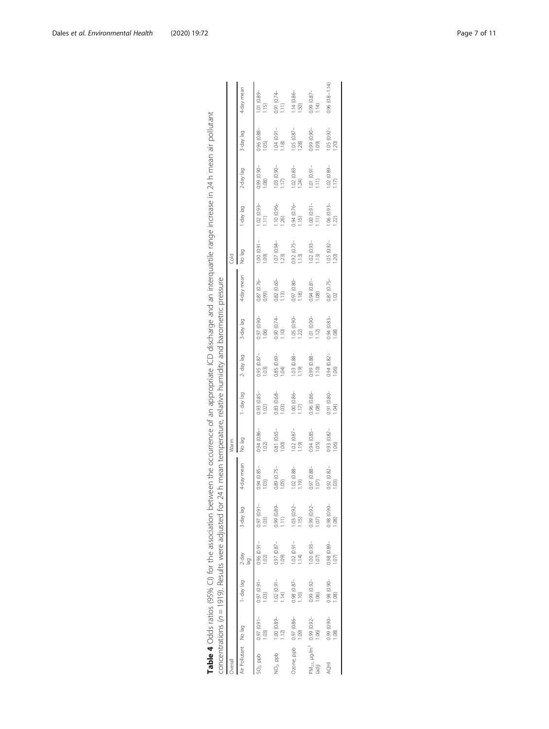**Table 4** Odds ratios (95% CI) for the association between the occurrence of an appropriate ICD discharge and an interquartile range increase in 24 h mean air pollutant concentrations ($n$ = 1919). Results were adjusted for 24 h mean temperature, relative humidity and barometric pressure

| Overall | | | | | | Warm | | | | | Cold | | | | |
|---|---|---|---|---|---|---|---|---|---|---|---|---|---|---|---|
| Air Pollutant | No lag | 1- day lag | 2-day lag | 3-day lag | 4-day mean | No lag | 1- day lag | 2- day lag | 3-day lag | 4-day mean | No lag | 1-day lag | 2-day lag | 3-day lag | 4-day mean |
| $SO_2$, ppb | 0.97 (0.91–1.03) | 0.97 (0.91–1.03) | 0.96 (0.91–1.02) | 0.97 (0.91–1.03) | 0.94 (0.85–1.03) | 0.94 (0.86–1.02) | 0.93 (0.85–1.02) | 0.95 (0.87–1.03) | 0.97 (0.90–1.06) | 0.87 (0.76–0.99) | 1.00 (0.91–1.09) | 1.02 (0.93–1.11) | 0.99 (0.90–1.08) | 0.96 (0.88–1.05) | 1.01 (0.89–1.15) |
| $NO_2$, ppb | 1.00 (0.89–1.12) | 1.02 (0.91–1.14) | 0.97 (0.87–1.09) | 0.99 (0.89–1.11) | 0.89 (0.75–1.05) | 0.81 (0.65–1.00) | 0.83 (0.68–1.03) | 0.85 (0.69–1.04) | 0.90 (0.74–1.10) | 0.82 (0.60–1.13) | 1.07 (0.94–1.23) | 1.10 (0.96–1.26) | 1.03 (0.90–1.17) | 1.04 (0.91–1.18) | 0.91 (0.74–1.11) |
| Ozone, ppb | 0.97 (0.86–1.09) | 0.98 (0.87–1.10) | 1.02 (0.91–1.14) | 1.03 (0.92–1.15) | 1.02 (0.88–1.19) | 1.02 (0.87–1.19) | 1.00 (0.86–1.17) | 1.03 (0.88–1.19) | 1.05 (0.90–1.22) | 0.97 (0.80–1.18) | 0.92 (0.75–1.13) | 0.94 (0.76–1.15) | 1.02 (0.83–1.24) | 1.05 (0.87–1.28) | 1.14 (0.86–1.50) |
| $PM_{2.5}$, μg/m$^3$ (adj) | 0.99 (0.92–1.06) | 0.99 (0.92–1.06) | 1.00 (0.93–1.07) | 0.99 (0.92–1.07) | 0.97 (0.88–1.07) | 0.94 (0.85–1.05) | 0.96 (0.86–1.08) | 0.99 (0.88–1.10) | 1.01 (0.90–1.12) | 0.94 (0.81–1.08) | 1.02 (0.93–1.13) | 1.00 (0.91–1.11) | 1.01 (0.91–1.11) | 0.99 (0.90–1.09) | 0.99 (0.87–1.14) |
| AQHI | 0.99 (0.90–1.08) | 0.98 (0.90–1.08) | 0.98 (0.89–1.07) | 0.98 (0.90–1.08) | 0.92 (0.82–1.03) | 0.93 (0.82–1.06) | 0.91 (0.80–1.04) | 0.94 (0.82–1.06) | 0.94 (0.83–1.08) | 0.87 (0.75–1.02 | 1.05 (0.92–1.20) | 1.06 (0.93–1.22) | 1.02 (0.89–1.17) | 1.05 (0.92–1.20) | 0.96 (0.8–1.14) |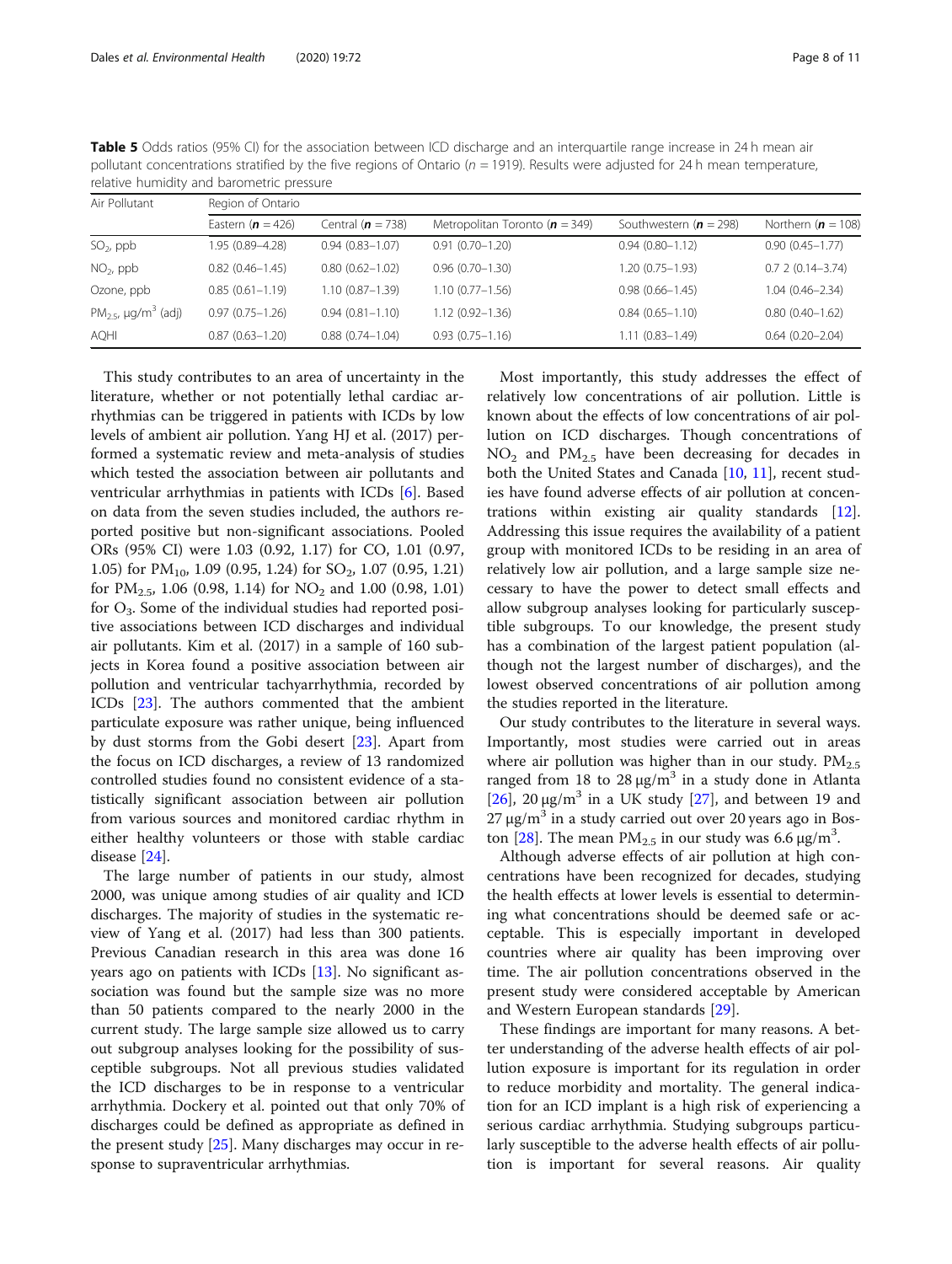**Table 5** Odds ratios (95% CI) for the association between ICD discharge and an interquartile range increase in 24 h mean air pollutant concentrations stratified by the five regions of Ontario ($n$ = 1919). Results were adjusted for 24 h mean temperature, relative humidity and barometric pressure

| Air Pollutant | Region of Ontario | | | | |
|---|---|---|---|---|---|
| | Eastern (***n*** = 426) | Central (***n*** = 738) | Metropolitan Toronto (***n*** = 349) | Southwestern (***n*** = 298) | Northern (***n*** = 108) |
| $SO_2$, ppb | 1.95 (0.89–4.28) | 0.94 (0.83–1.07) | 0.91 (0.70–1.20) | 0.94 (0.80–1.12) | 0.90 (0.45–1.77) |
| $NO_2$, ppb | 0.82 (0.46–1.45) | 0.80 (0.62–1.02) | 0.96 (0.70–1.30) | 1.20 (0.75–1.93) | 0.7 2 (0.14–3.74) |
| Ozone, ppb | 0.85 (0.61–1.19) | 1.10 (0.87–1.39) | 1.10 (0.77–1.56) | 0.98 (0.66–1.45) | 1.04 (0.46–2.34) |
| $PM_{2.5}$, μg/m$^3$ (adj) | 0.97 (0.75–1.26) | 0.94 (0.81–1.10) | 1.12 (0.92–1.36) | 0.84 (0.65–1.10) | 0.80 (0.40–1.62) |
| AQHI | 0.87 (0.63–1.20) | 0.88 (0.74–1.04) | 0.93 (0.75–1.16) | 1.11 (0.83–1.49) | 0.64 (0.20–2.04) |

This study contributes to an area of uncertainty in the literature, whether or not potentially lethal cardiac arrhythmias can be triggered in patients with ICDs by low levels of ambient air pollution. Yang HJ et al. (2017) performed a systematic review and meta-analysis of studies which tested the association between air pollutants and ventricular arrhythmias in patients with ICDs [6]. Based on data from the seven studies included, the authors reported positive but non-significant associations. Pooled ORs (95% CI) were 1.03 (0.92, 1.17) for CO, 1.01 (0.97, 1.05) for $PM_{10}$, 1.09 (0.95, 1.24) for $SO_2$, 1.07 (0.95, 1.21) for $PM_{2.5}$, 1.06 (0.98, 1.14) for $NO_2$ and 1.00 (0.98, 1.01) for $O_3$. Some of the individual studies had reported positive associations between ICD discharges and individual air pollutants. Kim et al. (2017) in a sample of 160 subjects in Korea found a positive association between air pollution and ventricular tachyarrhythmia, recorded by ICDs [23]. The authors commented that the ambient particulate exposure was rather unique, being influenced by dust storms from the Gobi desert [23]. Apart from the focus on ICD discharges, a review of 13 randomized controlled studies found no consistent evidence of a statistically significant association between air pollution from various sources and monitored cardiac rhythm in either healthy volunteers or those with stable cardiac disease [24].

The large number of patients in our study, almost 2000, was unique among studies of air quality and ICD discharges. The majority of studies in the systematic review of Yang et al. (2017) had less than 300 patients. Previous Canadian research in this area was done 16 years ago on patients with ICDs [13]. No significant association was found but the sample size was no more than 50 patients compared to the nearly 2000 in the current study. The large sample size allowed us to carry out subgroup analyses looking for the possibility of susceptible subgroups. Not all previous studies validated the ICD discharges to be in response to a ventricular arrhythmia. Dockery et al. pointed out that only 70% of discharges could be defined as appropriate as defined in the present study [25]. Many discharges may occur in response to supraventricular arrhythmias.

Most importantly, this study addresses the effect of relatively low concentrations of air pollution. Little is known about the effects of low concentrations of air pollution on ICD discharges. Though concentrations of $NO_2$ and $PM_{2.5}$ have been decreasing for decades in both the United States and Canada [10, 11], recent studies have found adverse effects of air pollution at concentrations within existing air quality standards [12]. Addressing this issue requires the availability of a patient group with monitored ICDs to be residing in an area of relatively low air pollution, and a large sample size necessary to have the power to detect small effects and allow subgroup analyses looking for particularly susceptible subgroups. To our knowledge, the present study has a combination of the largest patient population (although not the largest number of discharges), and the lowest observed concentrations of air pollution among the studies reported in the literature.

Our study contributes to the literature in several ways. Importantly, most studies were carried out in areas where air pollution was higher than in our study. $PM_{2.5}$ ranged from 18 to 28 μg/m$^3$ in a study done in Atlanta [26], 20 μg/m$^3$ in a UK study [27], and between 19 and 27 μg/m$^3$ in a study carried out over 20 years ago in Boston [28]. The mean $PM_{2.5}$ in our study was 6.6 μg/m$^3$.

Although adverse effects of air pollution at high concentrations have been recognized for decades, studying the health effects at lower levels is essential to determining what concentrations should be deemed safe or acceptable. This is especially important in developed countries where air quality has been improving over time. The air pollution concentrations observed in the present study were considered acceptable by American and Western European standards [29].

These findings are important for many reasons. A better understanding of the adverse health effects of air pollution exposure is important for its regulation in order to reduce morbidity and mortality. The general indication for an ICD implant is a high risk of experiencing a serious cardiac arrhythmia. Studying subgroups particularly susceptible to the adverse health effects of air pollution is important for several reasons. Air quality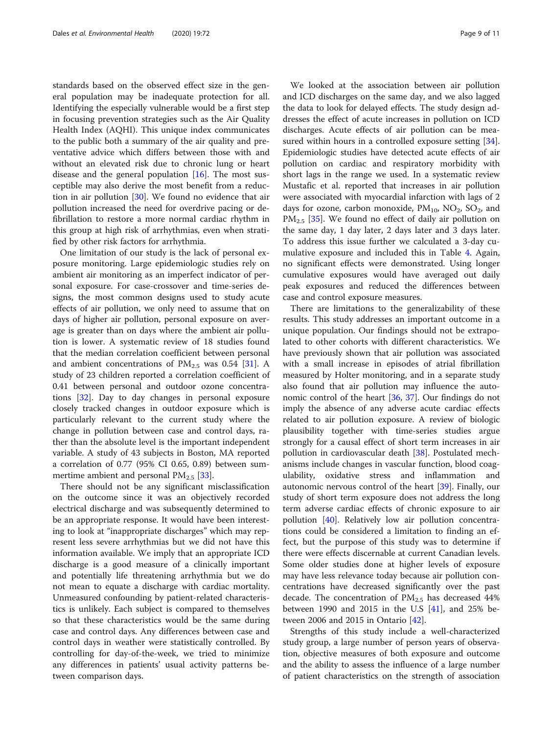standards based on the observed effect size in the general population may be inadequate protection for all. Identifying the especially vulnerable would be a first step in focusing prevention strategies such as the Air Quality Health Index (AQHI). This unique index communicates to the public both a summary of the air quality and preventative advice which differs between those with and without an elevated risk due to chronic lung or heart disease and the general population [16]. The most susceptible may also derive the most benefit from a reduction in air pollution [30]. We found no evidence that air pollution increased the need for overdrive pacing or defibrillation to restore a more normal cardiac rhythm in this group at high risk of arrhythmias, even when stratified by other risk factors for arrhythmia.

One limitation of our study is the lack of personal exposure monitoring. Large epidemiologic studies rely on ambient air monitoring as an imperfect indicator of personal exposure. For case-crossover and time-series designs, the most common designs used to study acute effects of air pollution, we only need to assume that on days of higher air pollution, personal exposure on average is greater than on days where the ambient air pollution is lower. A systematic review of 18 studies found that the median correlation coefficient between personal and ambient concentrations of $PM_{2.5}$ was 0.54 [31]. A study of 23 children reported a correlation coefficient of 0.41 between personal and outdoor ozone concentrations [32]. Day to day changes in personal exposure closely tracked changes in outdoor exposure which is particularly relevant to the current study where the change in pollution between case and control days, rather than the absolute level is the important independent variable. A study of 43 subjects in Boston, MA reported a correlation of 0.77 (95% CI 0.65, 0.89) between summertime ambient and personal $PM_{2.5}$ [33].

There should not be any significant misclassification on the outcome since it was an objectively recorded electrical discharge and was subsequently determined to be an appropriate response. It would have been interesting to look at "inappropriate discharges" which may represent less severe arrhythmias but we did not have this information available. We imply that an appropriate ICD discharge is a good measure of a clinically important and potentially life threatening arrhythmia but we do not mean to equate a discharge with cardiac mortality. Unmeasured confounding by patient-related characteristics is unlikely. Each subject is compared to themselves so that these characteristics would be the same during case and control days. Any differences between case and control days in weather were statistically controlled. By controlling for day-of-the-week, we tried to minimize any differences in patients' usual activity patterns between comparison days.

We looked at the association between air pollution and ICD discharges on the same day, and we also lagged the data to look for delayed effects. The study design addresses the effect of acute increases in pollution on ICD discharges. Acute effects of air pollution can be measured within hours in a controlled exposure setting [34]. Epidemiologic studies have detected acute effects of air pollution on cardiac and respiratory morbidity with short lags in the range we used. In a systematic review Mustafic et al. reported that increases in air pollution were associated with myocardial infarction with lags of 2 days for ozone, carbon monoxide, $PM_{10}$, $NO_2$, $SO_2$, and $PM_{2.5}$ [35]. We found no effect of daily air pollution on the same day, 1 day later, 2 days later and 3 days later. To address this issue further we calculated a 3-day cumulative exposure and included this in Table 4. Again, no significant effects were demonstrated. Using longer cumulative exposures would have averaged out daily peak exposures and reduced the differences between case and control exposure measures.

There are limitations to the generalizability of these results. This study addresses an important outcome in a unique population. Our findings should not be extrapolated to other cohorts with different characteristics. We have previously shown that air pollution was associated with a small increase in episodes of atrial fibrillation measured by Holter monitoring, and in a separate study also found that air pollution may influence the autonomic control of the heart [36, 37]. Our findings do not imply the absence of any adverse acute cardiac effects related to air pollution exposure. A review of biologic plausibility together with time-series studies argue strongly for a causal effect of short term increases in air pollution in cardiovascular death [38]. Postulated mechanisms include changes in vascular function, blood coagulability, oxidative stress and inflammation and autonomic nervous control of the heart [39]. Finally, our study of short term exposure does not address the long term adverse cardiac effects of chronic exposure to air pollution [40]. Relatively low air pollution concentrations could be considered a limitation to finding an effect, but the purpose of this study was to determine if there were effects discernable at current Canadian levels. Some older studies done at higher levels of exposure may have less relevance today because air pollution concentrations have decreased significantly over the past decade. The concentration of $PM_{2.5}$ has decreased 44% between 1990 and 2015 in the U.S [41], and 25% between 2006 and 2015 in Ontario [42].

Strengths of this study include a well-characterized study group, a large number of person years of observation, objective measures of both exposure and outcome and the ability to assess the influence of a large number of patient characteristics on the strength of association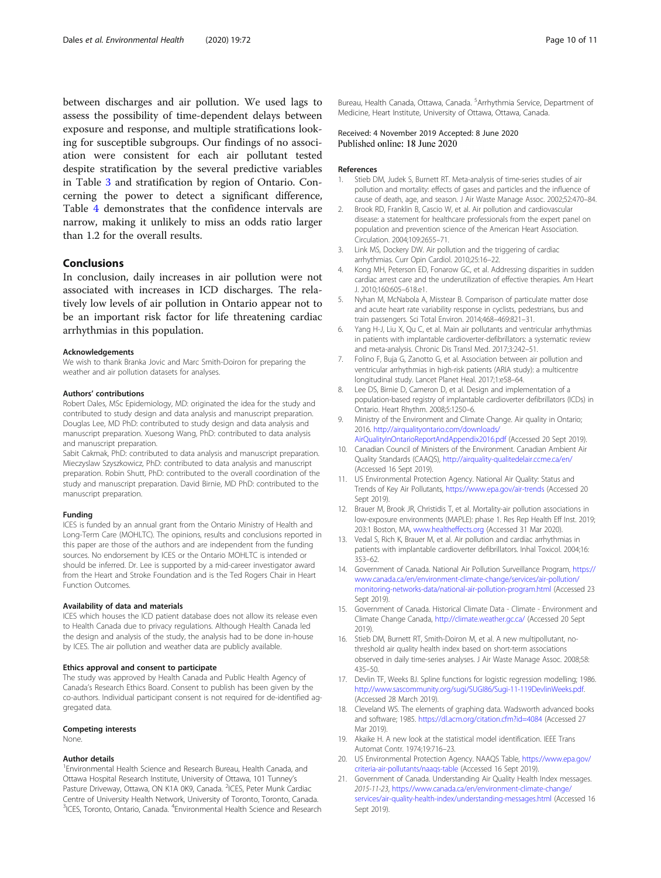between discharges and air pollution. We used lags to assess the possibility of time-dependent delays between exposure and response, and multiple stratifications looking for susceptible subgroups. Our findings of no association were consistent for each air pollutant tested despite stratification by the several predictive variables in Table 3 and stratification by region of Ontario. Concerning the power to detect a significant difference, Table 4 demonstrates that the confidence intervals are narrow, making it unlikely to miss an odds ratio larger than 1.2 for the overall results.

## Conclusions

In conclusion, daily increases in air pollution were not associated with increases in ICD discharges. The relatively low levels of air pollution in Ontario appear not to be an important risk factor for life threatening cardiac arrhythmias in this population.

#### Acknowledgements

We wish to thank Branka Jovic and Marc Smith-Doiron for preparing the weather and air pollution datasets for analyses.

#### Authors' contributions

Robert Dales, MSc Epidemiology, MD: originated the idea for the study and contributed to study design and data analysis and manuscript preparation. Douglas Lee, MD PhD: contributed to study design and data analysis and manuscript preparation. Xuesong Wang, PhD: contributed to data analysis and manuscript preparation.

Sabit Cakmak, PhD: contributed to data analysis and manuscript preparation. Mieczyslaw Szyszkowicz, PhD: contributed to data analysis and manuscript preparation. Robin Shutt, PhD: contributed to the overall coordination of the study and manuscript preparation. David Birnie, MD PhD: contributed to the manuscript preparation.

#### Funding

ICES is funded by an annual grant from the Ontario Ministry of Health and Long-Term Care (MOHLTC). The opinions, results and conclusions reported in this paper are those of the authors and are independent from the funding sources. No endorsement by ICES or the Ontario MOHLTC is intended or should be inferred. Dr. Lee is supported by a mid-career investigator award from the Heart and Stroke Foundation and is the Ted Rogers Chair in Heart Function Outcomes.

#### Availability of data and materials

ICES which houses the ICD patient database does not allow its release even to Health Canada due to privacy regulations. Although Health Canada led the design and analysis of the study, the analysis had to be done in-house by ICES. The air pollution and weather data are publicly available.

#### Ethics approval and consent to participate

The study was approved by Health Canada and Public Health Agency of Canada's Research Ethics Board. Consent to publish has been given by the co-authors. Individual participant consent is not required for de-identified aggregated data.

#### Competing interests

None.

#### Author details

[1]Environmental Health Science and Research Bureau, Health Canada, and Ottawa Hospital Research Institute, University of Ottawa, 101 Tunney's Pasture Driveway, Ottawa, ON K1A 0K9, Canada. [2]ICES, Peter Munk Cardiac Centre of University Health Network, University of Toronto, Toronto, Canada. [3]ICES, Toronto, Ontario, Canada. [4]Environmental Health Science and Research Bureau, Health Canada, Ottawa, Canada. [5]Arrhythmia Service, Department of Medicine, Heart Institute, University of Ottawa, Ottawa, Canada.

Received: 4 November 2019 Accepted: 8 June 2020
Published online: 18 June 2020

#### References

1. Stieb DM, Judek S, Burnett RT. Meta-analysis of time-series studies of air pollution and mortality: effects of gases and particles and the influence of cause of death, age, and season. J Air Waste Manage Assoc. 2002;52:470–84.
2. Brook RD, Franklin B, Cascio W, et al. Air pollution and cardiovascular disease: a statement for healthcare professionals from the expert panel on population and prevention science of the American Heart Association. Circulation. 2004;109:2655–71.
3. Link MS, Dockery DW. Air pollution and the triggering of cardiac arrhythmias. Curr Opin Cardiol. 2010;25:16–22.
4. Kong MH, Peterson ED, Fonarow GC, et al. Addressing disparities in sudden cardiac arrest care and the underutilization of effective therapies. Am Heart J. 2010;160:605–618.e1.
5. Nyhan M, McNabola A, Misstear B. Comparison of particulate matter dose and acute heart rate variability response in cyclists, pedestrians, bus and train passengers. Sci Total Environ. 2014;468–469:821–31.
6. Yang H-J, Liu X, Qu C, et al. Main air pollutants and ventricular arrhythmias in patients with implantable cardioverter-defibrillators: a systematic review and meta-analysis. Chronic Dis Transl Med. 2017;3:242–51.
7. Folino F, Buja G, Zanotto G, et al. Association between air pollution and ventricular arrhythmias in high-risk patients (ARIA study): a multicentre longitudinal study. Lancet Planet Heal. 2017;1:e58–64.
8. Lee DS, Birnie D, Cameron D, et al. Design and implementation of a population-based registry of implantable cardioverter defibrillators (ICDs) in Ontario. Heart Rhythm. 2008;5:1250–6.
9. Ministry of the Environment and Climate Change. Air quality in Ontario; 2016. http://airqualityontario.com/downloads/AirQualityInOntarioReportAndAppendix2016.pdf (Accessed 20 Sept 2019).
10. Canadian Council of Ministers of the Environment. Canadian Ambient Air Quality Standards (CAAQS), http://airquality-qualitedelair.ccme.ca/en/ (Accessed 16 Sept 2019).
11. US Environmental Protection Agency. National Air Quality: Status and Trends of Key Air Pollutants, https://www.epa.gov/air-trends (Accessed 20 Sept 2019).
12. Brauer M, Brook JR, Christidis T, et al. Mortality-air pollution associations in low-exposure environments (MAPLE): phase 1. Res Rep Health Eff Inst. 2019; 203:1 Boston, MA, www.healtheffects.org (Accessed 31 Mar 2020).
13. Vedal S, Rich K, Brauer M, et al. Air pollution and cardiac arrhythmias in patients with implantable cardioverter defibrillators. Inhal Toxicol. 2004;16: 353–62.
14. Government of Canada. National Air Pollution Surveillance Program, https://www.canada.ca/en/environment-climate-change/services/air-pollution/monitoring-networks-data/national-air-pollution-program.html (Accessed 23 Sept 2019).
15. Government of Canada. Historical Climate Data - Climate - Environment and Climate Change Canada, http://climate.weather.gc.ca/ (Accessed 20 Sept 2019).
16. Stieb DM, Burnett RT, Smith-Doiron M, et al. A new multipollutant, no-threshold air quality health index based on short-term associations observed in daily time-series analyses. J Air Waste Manage Assoc. 2008;58: 435–50.
17. Devlin TF, Weeks BJ. Spline functions for logistic regression modelling; 1986. http://www.sascommunity.org/sugi/SUGI86/Sugi-11-119DevlinWeeks.pdf. (Accessed 28 March 2019).
18. Cleveland WS. The elements of graphing data. Wadsworth advanced books and software; 1985. https://dl.acm.org/citation.cfm?id=4084 (Accessed 27 Mar 2019).
19. Akaike H. A new look at the statistical model identification. IEEE Trans Automat Contr. 1974;19:716–23.
20. US Environmental Protection Agency. NAAQS Table, https://www.epa.gov/criteria-air-pollutants/naaqs-table (Accessed 16 Sept 2019).
21. Government of Canada. Understanding Air Quality Health Index messages. *2015-11-23*, https://www.canada.ca/en/environment-climate-change/services/air-quality-health-index/understanding-messages.html (Accessed 16 Sept 2019).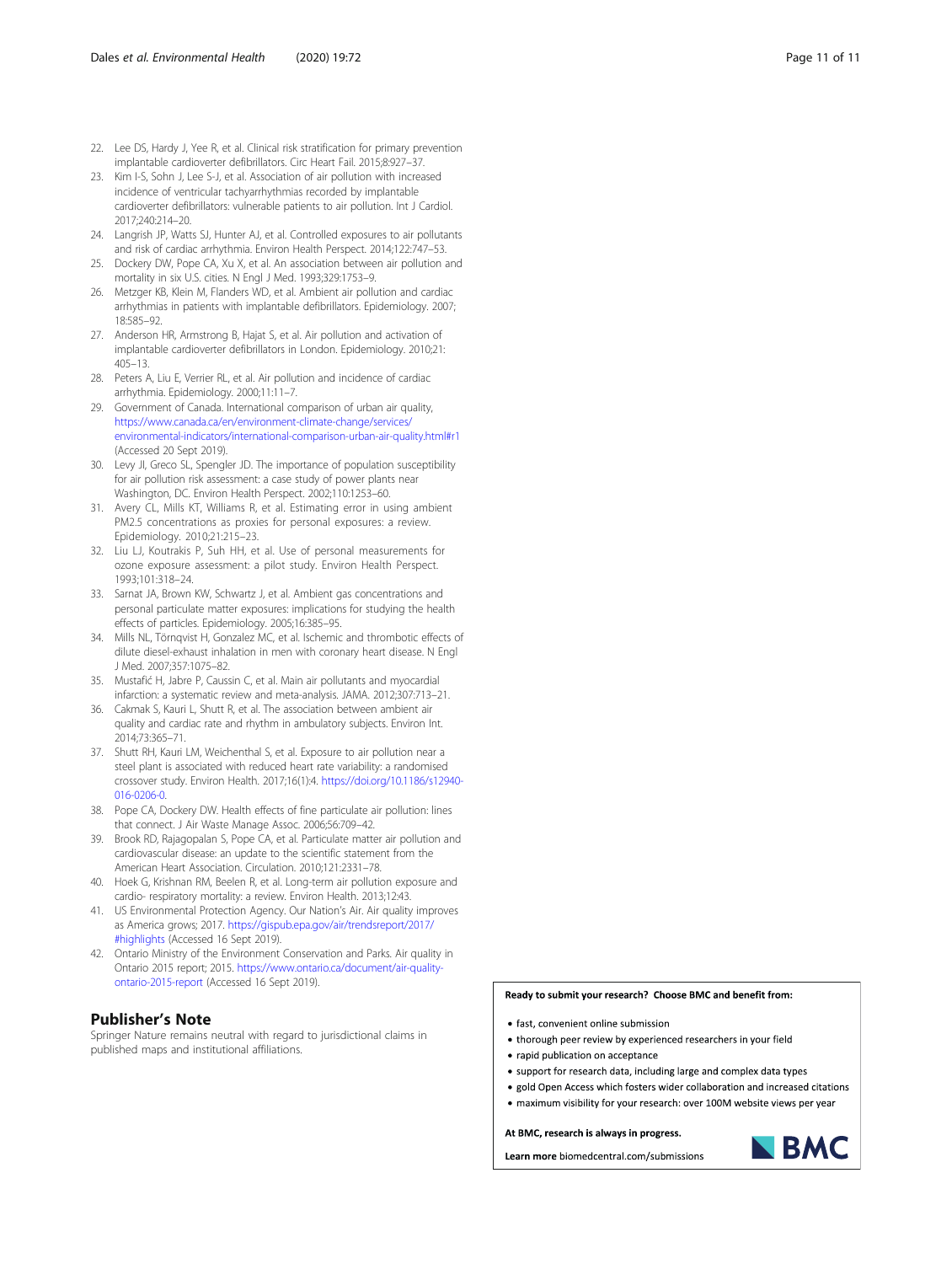22. Lee DS, Hardy J, Yee R, et al. Clinical risk stratification for primary prevention implantable cardioverter defibrillators. Circ Heart Fail. 2015;8:927–37.
23. Kim I-S, Sohn J, Lee S-J, et al. Association of air pollution with increased incidence of ventricular tachyarrhythmias recorded by implantable cardioverter defibrillators: vulnerable patients to air pollution. Int J Cardiol. 2017;240:214–20.
24. Langrish JP, Watts SJ, Hunter AJ, et al. Controlled exposures to air pollutants and risk of cardiac arrhythmia. Environ Health Perspect. 2014;122:747–53.
25. Dockery DW, Pope CA, Xu X, et al. An association between air pollution and mortality in six U.S. cities. N Engl J Med. 1993;329:1753–9.
26. Metzger KB, Klein M, Flanders WD, et al. Ambient air pollution and cardiac arrhythmias in patients with implantable defibrillators. Epidemiology. 2007;18:585–92.
27. Anderson HR, Armstrong B, Hajat S, et al. Air pollution and activation of implantable cardioverter defibrillators in London. Epidemiology. 2010;21:405–13.
28. Peters A, Liu E, Verrier RL, et al. Air pollution and incidence of cardiac arrhythmia. Epidemiology. 2000;11:11–7.
29. Government of Canada. International comparison of urban air quality, https://www.canada.ca/en/environment-climate-change/services/environmental-indicators/international-comparison-urban-air-quality.html#r1 (Accessed 20 Sept 2019).
30. Levy JI, Greco SL, Spengler JD. The importance of population susceptibility for air pollution risk assessment: a case study of power plants near Washington, DC. Environ Health Perspect. 2002;110:1253–60.
31. Avery CL, Mills KT, Williams R, et al. Estimating error in using ambient PM2.5 concentrations as proxies for personal exposures: a review. Epidemiology. 2010;21:215–23.
32. Liu LJ, Koutrakis P, Suh HH, et al. Use of personal measurements for ozone exposure assessment: a pilot study. Environ Health Perspect. 1993;101:318–24.
33. Sarnat JA, Brown KW, Schwartz J, et al. Ambient gas concentrations and personal particulate matter exposures: implications for studying the health effects of particles. Epidemiology. 2005;16:385–95.
34. Mills NL, Törnqvist H, Gonzalez MC, et al. Ischemic and thrombotic effects of dilute diesel-exhaust inhalation in men with coronary heart disease. N Engl J Med. 2007;357:1075–82.
35. Mustafić H, Jabre P, Caussin C, et al. Main air pollutants and myocardial infarction: a systematic review and meta-analysis. JAMA. 2012;307:713–21.
36. Cakmak S, Kauri L, Shutt R, et al. The association between ambient air quality and cardiac rate and rhythm in ambulatory subjects. Environ Int. 2014;73:365–71.
37. Shutt RH, Kauri LM, Weichenthal S, et al. Exposure to air pollution near a steel plant is associated with reduced heart rate variability: a randomised crossover study. Environ Health. 2017;16(1):4. https://doi.org/10.1186/s12940-016-0206-0.
38. Pope CA, Dockery DW. Health effects of fine particulate air pollution: lines that connect. J Air Waste Manage Assoc. 2006;56:709–42.
39. Brook RD, Rajagopalan S, Pope CA, et al. Particulate matter air pollution and cardiovascular disease: an update to the scientific statement from the American Heart Association. Circulation. 2010;121:2331–78.
40. Hoek G, Krishnan RM, Beelen R, et al. Long-term air pollution exposure and cardio- respiratory mortality: a review. Environ Health. 2013;12:43.
41. US Environmental Protection Agency. Our Nation's Air. Air quality improves as America grows; 2017. https://gispub.epa.gov/air/trendsreport/2017/#highlights (Accessed 16 Sept 2019).
42. Ontario Ministry of the Environment Conservation and Parks. Air quality in Ontario 2015 report; 2015. https://www.ontario.ca/document/air-quality-ontario-2015-report (Accessed 16 Sept 2019).

## Publisher's Note

Springer Nature remains neutral with regard to jurisdictional claims in published maps and institutional affiliations.